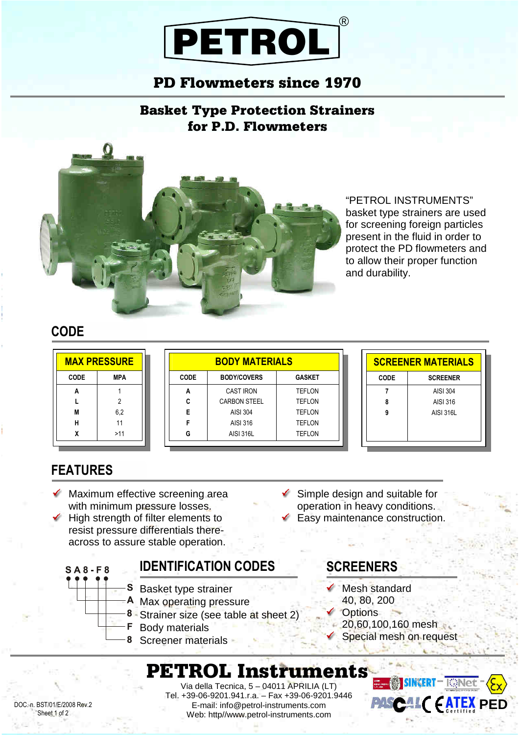# PETROL®

## PD Flowmeters since 1970

## Basket Type Protection Strainers for P.D. Flowmeters

"PETROL INSTRUMENTS" basket type strainers are used for screening foreign particles present in the fluid in order to protect the PD flowmeters and to allow their proper function and durability.

## CODE

| MAX PRESSURE | |
|---|---|
| CODE | MPA |
| A | 1 |
| L | 2 |
| M | 6,2 |
| H | 11 |
| X | >11 |

| BODY MATERIALS | | |
|---|---|---|
| CODE | BODY/COVERS | GASKET |
| A | CAST IRON | TEFLON |
| C | CARBON STEEL | TEFLON |
| E | AISI 304 | TEFLON |
| F | AISI 316 | TEFLON |
| G | AISI 316L | TEFLON |

| SCREENER MATERIALS | |
|---|---|
| CODE | SCREENER |
| 7 | AISI 304 |
| 8 | AISI 316 |
| 9 | AISI 316L |

## FEATURES

- Maximum effective screening area with minimum pressure losses.
- High strength of filter elements to resist pressure differentials there-across to assure stable operation.
- Simple design and suitable for operation in heavy conditions.
- Easy maintenance construction.

## IDENTIFICATION CODES

S A 8 - F 8

- **S** Basket type strainer
- **A** Max operating pressure
- **8** Strainer size (see table at sheet 2)
- **F** Body materials
- **8** Screener materials

## SCREENERS

- Mesh standard 40, 80, 200
- Options 20,60,100,160 mesh
- Special mesh on request

# PETROL Instruments

Via della Tecnica, 5 – 04011 APRILIA (LT)
Tel. +39-06-9201.941.r.a. – Fax +39-06-9201.9446
E-mail: info@petrol-instruments.com
Web: http//www.petrol-instruments.com

SINCERT – IQNet – PASCAL CE ATEX Certified PED

DOC. n. BST/01/E/2008 Rev.2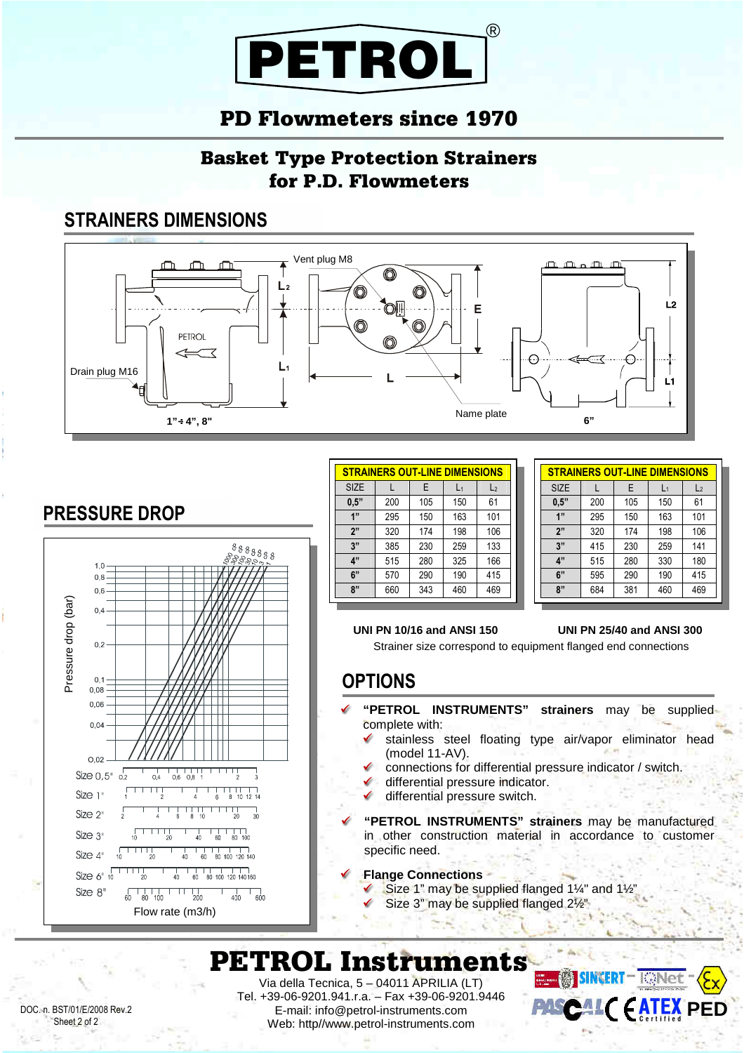# PETROL

## PD Flowmeters since 1970

## Basket Type Protection Strainers for P.D. Flowmeters

## STRAINERS DIMENSIONS

Vent plug M8

L2

E

L2

Drain plug M16

PETROL

L1

L

L1

1"÷ 4", 8"

Name plate

6"

## PRESSURE DROP

1000
500
300
100
50
10
5
3
1
cSt

1,0
0,8
0,6
0,4
0,2
0,1
0,08
0,06
0,04
0,02

Pressure drop (bar)

Size 0,5" 0,2 0,4 0,6 0,8 1 2 3

Size 1" 1 2 4 6 8 10 12 14

Size 2" 2 4 6 8 10 20 30

Size 3" 10 20 40 60 80 100

Size 4" 10 20 40 60 80 100 120 140

Size 6" 10 20 40 60 80 100 120 140 160

Size 8" 60 80 100 200 400 600

Flow rate (m3/h)

**UNI PN 10/16 and ANSI 150**

| STRAINERS OUT-LINE DIMENSIONS | | | | |
|---|---|---|---|---|
| SIZE | L | E | $L_1$ | $L_2$ |
| 0,5" | 200 | 105 | 150 | 61 |
| 1" | 295 | 150 | 163 | 101 |
| 2" | 320 | 174 | 198 | 106 |
| 3" | 385 | 230 | 259 | 133 |
| 4" | 515 | 280 | 325 | 166 |
| 6" | 570 | 290 | 190 | 415 |
| 8" | 660 | 343 | 460 | 469 |

**UNI PN 25/40 and ANSI 300**

| STRAINERS OUT-LINE DIMENSIONS | | | | |
|---|---|---|---|---|
| SIZE | L | E | $L_1$ | $L_2$ |
| 0,5" | 200 | 105 | 150 | 61 |
| 1" | 295 | 150 | 163 | 101 |
| 2" | 320 | 174 | 198 | 106 |
| 3" | 415 | 230 | 259 | 141 |
| 4" | 515 | 280 | 330 | 180 |
| 6" | 595 | 290 | 190 | 415 |
| 8" | 684 | 381 | 460 | 469 |

Strainer size correspond to equipment flanged end connections

## OPTIONS

- **"PETROL INSTRUMENTS" strainers** may be supplied complete with:
  - stainless steel floating type air/vapor eliminator head (model 11-AV).
  - connections for differential pressure indicator / switch.
  - differential pressure indicator.
  - differential pressure switch.
- **"PETROL INSTRUMENTS" strainers** may be manufactured in other construction material in accordance to customer specific need.
- **Flange Connections**
  - Size 1" may be supplied flanged 1¼" and 1½"
  - Size 3" may be supplied flanged 2½"

# PETROL Instruments

Via della Tecnica, 5 – 04011 APRILIA (LT)
Tel. +39-06-9201.941.r.a. – Fax +39-06-9201.9446
E-mail: info@petrol-instruments.com
Web: http//www.petrol-instruments.com

DOC. n. BST/01/E/2008 Rev.2